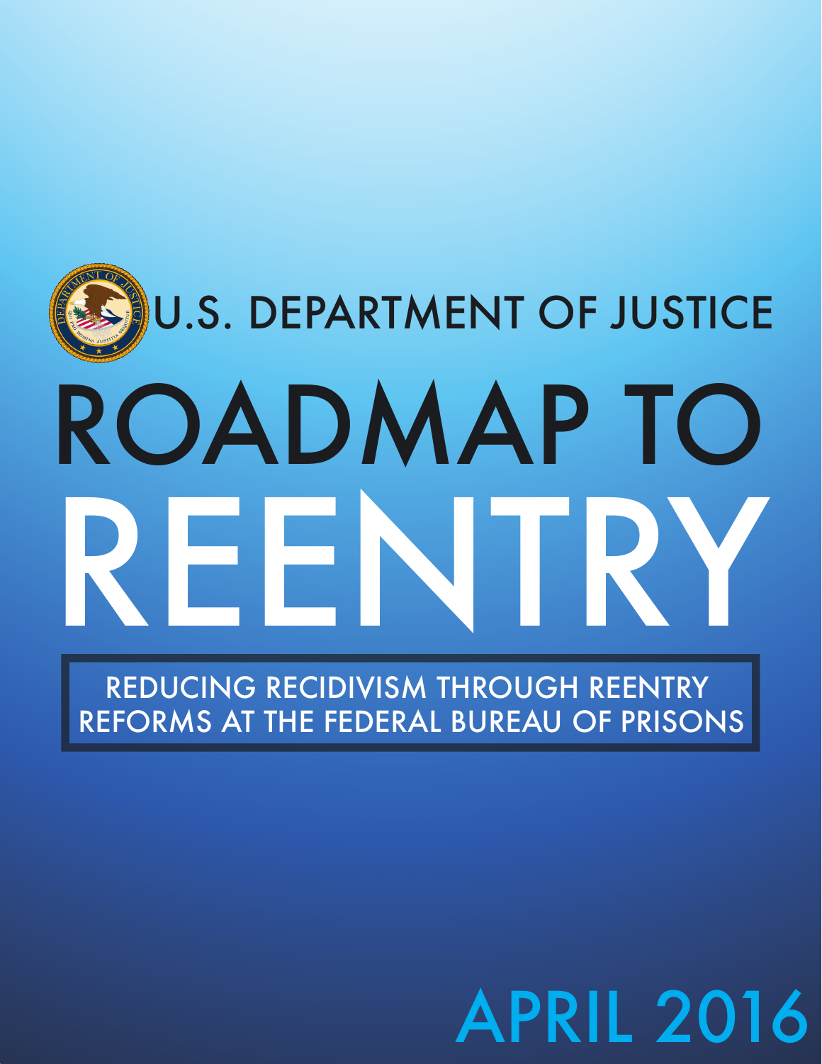U.S. DEPARTMENT OF JUSTICE

# ROADMAP TO REENTRY

## REDUCING RECIDIVISM THROUGH REENTRY REFORMS AT THE FEDERAL BUREAU OF PRISONS

APRIL 2016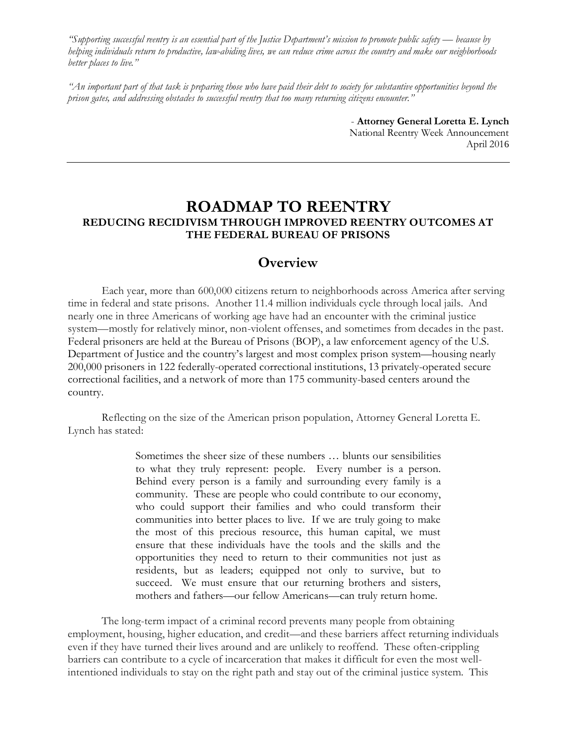*"Supporting successful reentry is an essential part of the Justice Department's mission to promote public safety — because by helping individuals return to productive, law-abiding lives, we can reduce crime across the country and make our neighborhoods better places to live."*

*"An important part of that task is preparing those who have paid their debt to society for substantive opportunities beyond the prison gates, and addressing obstacles to successful reentry that too many returning citizens encounter."*

- **Attorney General Loretta E. Lynch**
National Reentry Week Announcement
April 2016

---

# ROADMAP TO REENTRY

### REDUCING RECIDIVISM THROUGH IMPROVED REENTRY OUTCOMES AT THE FEDERAL BUREAU OF PRISONS

## Overview

Each year, more than 600,000 citizens return to neighborhoods across America after serving time in federal and state prisons. Another 11.4 million individuals cycle through local jails. And nearly one in three Americans of working age have had an encounter with the criminal justice system—mostly for relatively minor, non-violent offenses, and sometimes from decades in the past. Federal prisoners are held at the Bureau of Prisons (BOP), a law enforcement agency of the U.S. Department of Justice and the country's largest and most complex prison system—housing nearly 200,000 prisoners in 122 federally-operated correctional institutions, 13 privately-operated secure correctional facilities, and a network of more than 175 community-based centers around the country.

Reflecting on the size of the American prison population, Attorney General Loretta E. Lynch has stated:

> Sometimes the sheer size of these numbers … blunts our sensibilities to what they truly represent: people. Every number is a person. Behind every person is a family and surrounding every family is a community. These are people who could contribute to our economy, who could support their families and who could transform their communities into better places to live. If we are truly going to make the most of this precious resource, this human capital, we must ensure that these individuals have the tools and the skills and the opportunities they need to return to their communities not just as residents, but as leaders; equipped not only to survive, but to succeed. We must ensure that our returning brothers and sisters, mothers and fathers—our fellow Americans—can truly return home.

The long-term impact of a criminal record prevents many people from obtaining employment, housing, higher education, and credit—and these barriers affect returning individuals even if they have turned their lives around and are unlikely to reoffend. These often-crippling barriers can contribute to a cycle of incarceration that makes it difficult for even the most well-intentioned individuals to stay on the right path and stay out of the criminal justice system. This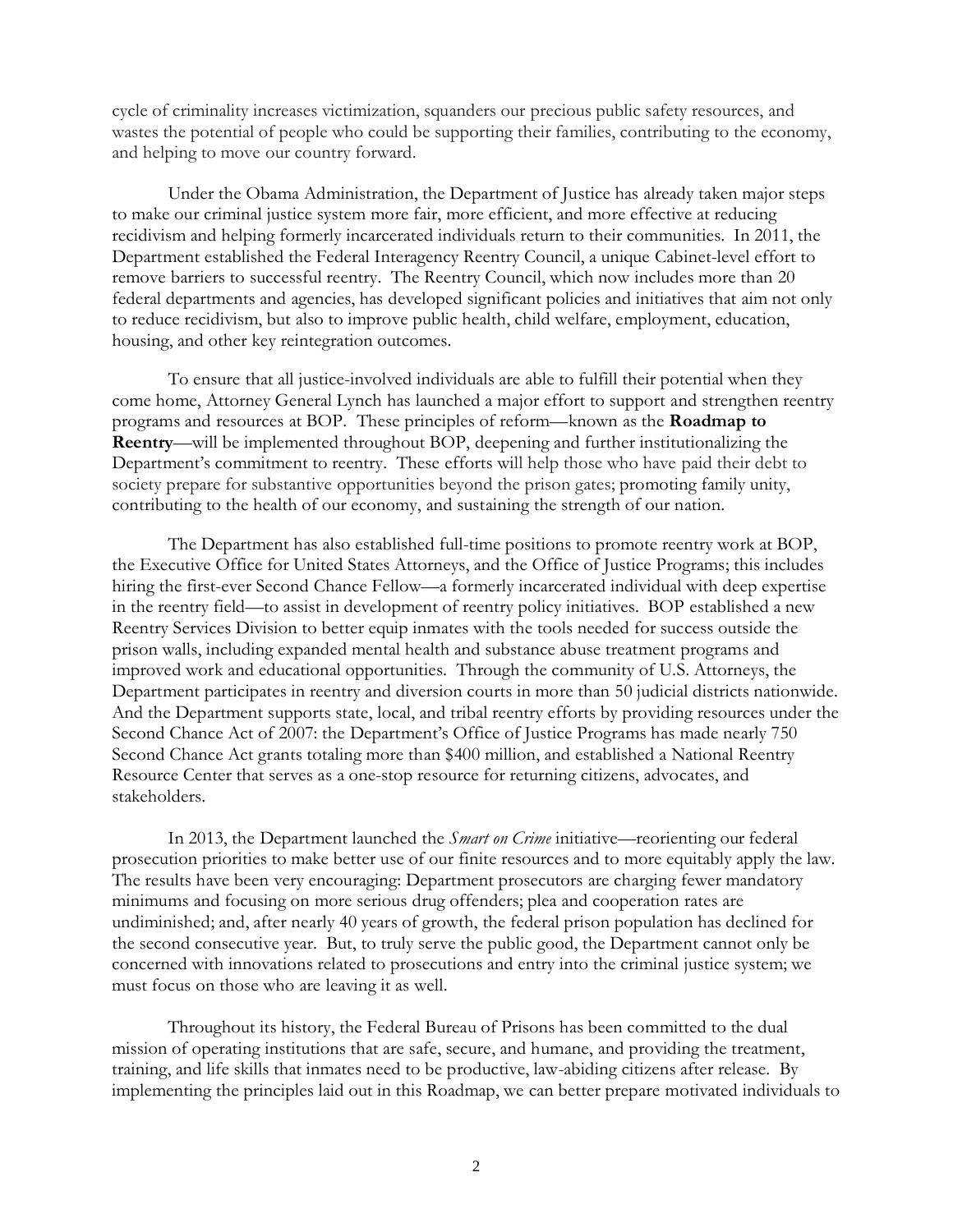cycle of criminality increases victimization, squanders our precious public safety resources, and wastes the potential of people who could be supporting their families, contributing to the economy, and helping to move our country forward.

Under the Obama Administration, the Department of Justice has already taken major steps to make our criminal justice system more fair, more efficient, and more effective at reducing recidivism and helping formerly incarcerated individuals return to their communities. In 2011, the Department established the Federal Interagency Reentry Council, a unique Cabinet-level effort to remove barriers to successful reentry. The Reentry Council, which now includes more than 20 federal departments and agencies, has developed significant policies and initiatives that aim not only to reduce recidivism, but also to improve public health, child welfare, employment, education, housing, and other key reintegration outcomes.

To ensure that all justice-involved individuals are able to fulfill their potential when they come home, Attorney General Lynch has launched a major effort to support and strengthen reentry programs and resources at BOP. These principles of reform—known as the **Roadmap to Reentry**—will be implemented throughout BOP, deepening and further institutionalizing the Department's commitment to reentry. These efforts will help those who have paid their debt to society prepare for substantive opportunities beyond the prison gates; promoting family unity, contributing to the health of our economy, and sustaining the strength of our nation.

The Department has also established full-time positions to promote reentry work at BOP, the Executive Office for United States Attorneys, and the Office of Justice Programs; this includes hiring the first-ever Second Chance Fellow—a formerly incarcerated individual with deep expertise in the reentry field—to assist in development of reentry policy initiatives. BOP established a new Reentry Services Division to better equip inmates with the tools needed for success outside the prison walls, including expanded mental health and substance abuse treatment programs and improved work and educational opportunities. Through the community of U.S. Attorneys, the Department participates in reentry and diversion courts in more than 50 judicial districts nationwide. And the Department supports state, local, and tribal reentry efforts by providing resources under the Second Chance Act of 2007: the Department's Office of Justice Programs has made nearly 750 Second Chance Act grants totaling more than $400 million, and established a National Reentry Resource Center that serves as a one-stop resource for returning citizens, advocates, and stakeholders.

In 2013, the Department launched the *Smart on Crime* initiative—reorienting our federal prosecution priorities to make better use of our finite resources and to more equitably apply the law. The results have been very encouraging: Department prosecutors are charging fewer mandatory minimums and focusing on more serious drug offenders; plea and cooperation rates are undiminished; and, after nearly 40 years of growth, the federal prison population has declined for the second consecutive year. But, to truly serve the public good, the Department cannot only be concerned with innovations related to prosecutions and entry into the criminal justice system; we must focus on those who are leaving it as well.

Throughout its history, the Federal Bureau of Prisons has been committed to the dual mission of operating institutions that are safe, secure, and humane, and providing the treatment, training, and life skills that inmates need to be productive, law-abiding citizens after release. By implementing the principles laid out in this Roadmap, we can better prepare motivated individuals to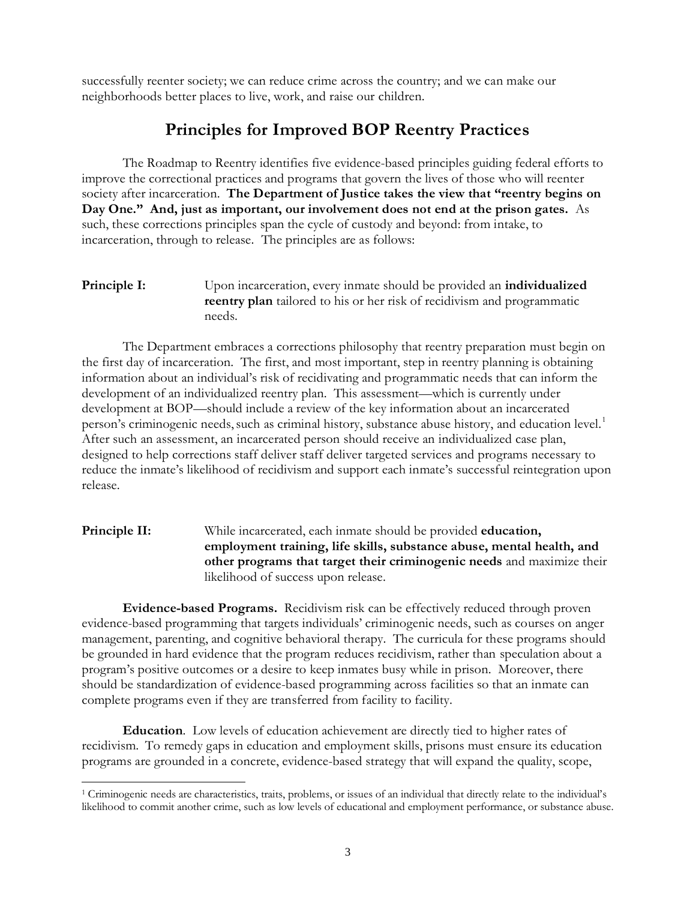successfully reenter society; we can reduce crime across the country; and we can make our neighborhoods better places to live, work, and raise our children.

## Principles for Improved BOP Reentry Practices

The Roadmap to Reentry identifies five evidence-based principles guiding federal efforts to improve the correctional practices and programs that govern the lives of those who will reenter society after incarceration. **The Department of Justice takes the view that "reentry begins on Day One." And, just as important, our involvement does not end at the prison gates.** As such, these corrections principles span the cycle of custody and beyond: from intake, to incarceration, through to release. The principles are as follows:

**Principle I:** Upon incarceration, every inmate should be provided an **individualized reentry plan** tailored to his or her risk of recidivism and programmatic needs.

The Department embraces a corrections philosophy that reentry preparation must begin on the first day of incarceration. The first, and most important, step in reentry planning is obtaining information about an individual's risk of recidivating and programmatic needs that can inform the development of an individualized reentry plan. This assessment—which is currently under development at BOP—should include a review of the key information about an incarcerated person's criminogenic needs, such as criminal history, substance abuse history, and education level.[1] After such an assessment, an incarcerated person should receive an individualized case plan, designed to help corrections staff deliver staff deliver targeted services and programs necessary to reduce the inmate's likelihood of recidivism and support each inmate's successful reintegration upon release.

**Principle II:** While incarcerated, each inmate should be provided **education, employment training, life skills, substance abuse, mental health, and other programs that target their criminogenic needs** and maximize their likelihood of success upon release.

**Evidence-based Programs.** Recidivism risk can be effectively reduced through proven evidence-based programming that targets individuals' criminogenic needs, such as courses on anger management, parenting, and cognitive behavioral therapy. The curricula for these programs should be grounded in hard evidence that the program reduces recidivism, rather than speculation about a program's positive outcomes or a desire to keep inmates busy while in prison. Moreover, there should be standardization of evidence-based programming across facilities so that an inmate can complete programs even if they are transferred from facility to facility.

**Education**. Low levels of education achievement are directly tied to higher rates of recidivism. To remedy gaps in education and employment skills, prisons must ensure its education programs are grounded in a concrete, evidence-based strategy that will expand the quality, scope,

---

[1] Criminogenic needs are characteristics, traits, problems, or issues of an individual that directly relate to the individual's likelihood to commit another crime, such as low levels of educational and employment performance, or substance abuse.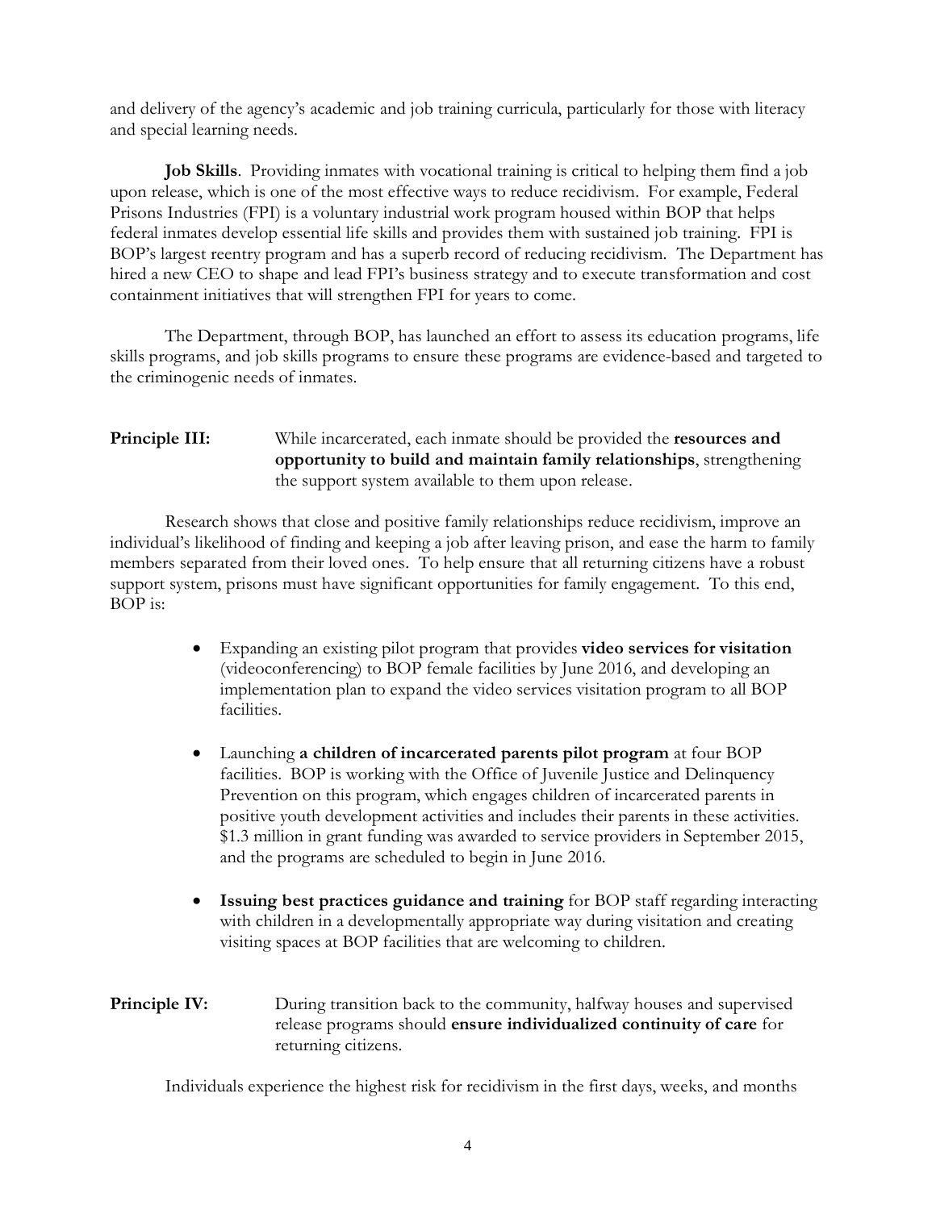and delivery of the agency's academic and job training curricula, particularly for those with literacy and special learning needs.

**Job Skills**. Providing inmates with vocational training is critical to helping them find a job upon release, which is one of the most effective ways to reduce recidivism. For example, Federal Prisons Industries (FPI) is a voluntary industrial work program housed within BOP that helps federal inmates develop essential life skills and provides them with sustained job training. FPI is BOP's largest reentry program and has a superb record of reducing recidivism. The Department has hired a new CEO to shape and lead FPI's business strategy and to execute transformation and cost containment initiatives that will strengthen FPI for years to come.

The Department, through BOP, has launched an effort to assess its education programs, life skills programs, and job skills programs to ensure these programs are evidence-based and targeted to the criminogenic needs of inmates.

**Principle III:** While incarcerated, each inmate should be provided the **resources and opportunity to build and maintain family relationships**, strengthening the support system available to them upon release.

Research shows that close and positive family relationships reduce recidivism, improve an individual's likelihood of finding and keeping a job after leaving prison, and ease the harm to family members separated from their loved ones. To help ensure that all returning citizens have a robust support system, prisons must have significant opportunities for family engagement. To this end, BOP is:

- Expanding an existing pilot program that provides **video services for visitation** (videoconferencing) to BOP female facilities by June 2016, and developing an implementation plan to expand the video services visitation program to all BOP facilities.
- Launching **a children of incarcerated parents pilot program** at four BOP facilities. BOP is working with the Office of Juvenile Justice and Delinquency Prevention on this program, which engages children of incarcerated parents in positive youth development activities and includes their parents in these activities. $1.3 million in grant funding was awarded to service providers in September 2015, and the programs are scheduled to begin in June 2016.
- **Issuing best practices guidance and training** for BOP staff regarding interacting with children in a developmentally appropriate way during visitation and creating visiting spaces at BOP facilities that are welcoming to children.

**Principle IV:** During transition back to the community, halfway houses and supervised release programs should **ensure individualized continuity of care** for returning citizens.

Individuals experience the highest risk for recidivism in the first days, weeks, and months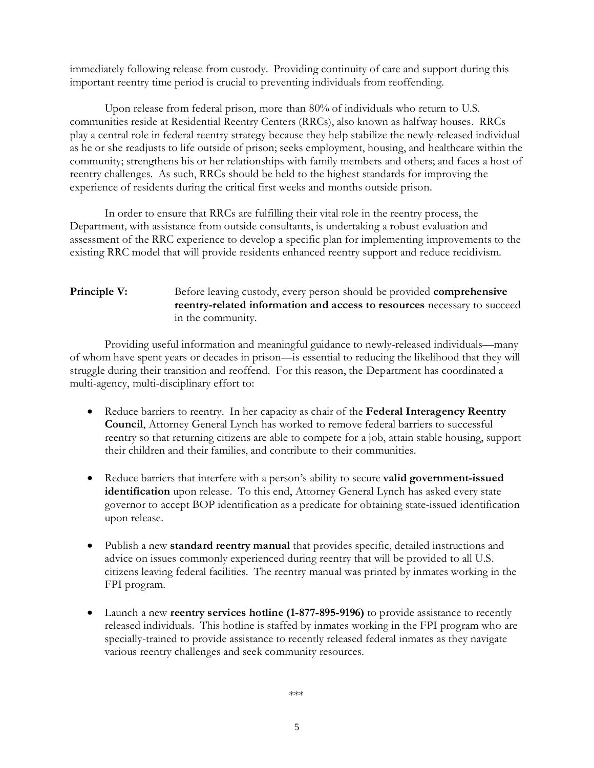immediately following release from custody. Providing continuity of care and support during this important reentry time period is crucial to preventing individuals from reoffending.

Upon release from federal prison, more than 80% of individuals who return to U.S. communities reside at Residential Reentry Centers (RRCs), also known as halfway houses. RRCs play a central role in federal reentry strategy because they help stabilize the newly-released individual as he or she readjusts to life outside of prison; seeks employment, housing, and healthcare within the community; strengthens his or her relationships with family members and others; and faces a host of reentry challenges. As such, RRCs should be held to the highest standards for improving the experience of residents during the critical first weeks and months outside prison.

In order to ensure that RRCs are fulfilling their vital role in the reentry process, the Department, with assistance from outside consultants, is undertaking a robust evaluation and assessment of the RRC experience to develop a specific plan for implementing improvements to the existing RRC model that will provide residents enhanced reentry support and reduce recidivism.

**Principle V:** Before leaving custody, every person should be provided **comprehensive reentry-related information and access to resources** necessary to succeed in the community.

Providing useful information and meaningful guidance to newly-released individuals—many of whom have spent years or decades in prison—is essential to reducing the likelihood that they will struggle during their transition and reoffend. For this reason, the Department has coordinated a multi-agency, multi-disciplinary effort to:

- Reduce barriers to reentry. In her capacity as chair of the **Federal Interagency Reentry Council**, Attorney General Lynch has worked to remove federal barriers to successful reentry so that returning citizens are able to compete for a job, attain stable housing, support their children and their families, and contribute to their communities.

- Reduce barriers that interfere with a person's ability to secure **valid government-issued identification** upon release. To this end, Attorney General Lynch has asked every state governor to accept BOP identification as a predicate for obtaining state-issued identification upon release.

- Publish a new **standard reentry manual** that provides specific, detailed instructions and advice on issues commonly experienced during reentry that will be provided to all U.S. citizens leaving federal facilities. The reentry manual was printed by inmates working in the FPI program.

- Launch a new **reentry services hotline (1-877-895-9196)** to provide assistance to recently released individuals. This hotline is staffed by inmates working in the FPI program who are specially-trained to provide assistance to recently released federal inmates as they navigate various reentry challenges and seek community resources.

\*\*\*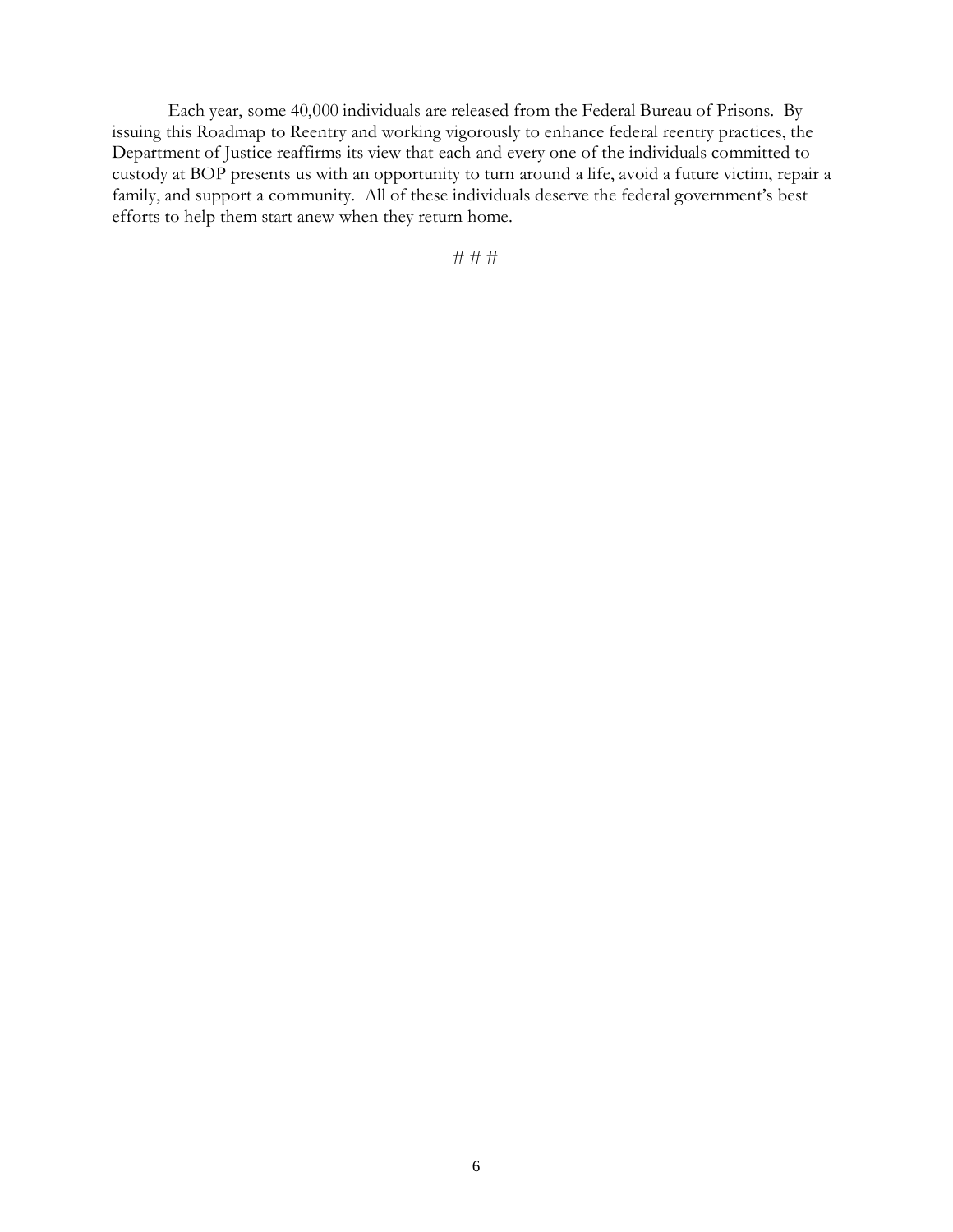Each year, some 40,000 individuals are released from the Federal Bureau of Prisons. By issuing this Roadmap to Reentry and working vigorously to enhance federal reentry practices, the Department of Justice reaffirms its view that each and every one of the individuals committed to custody at BOP presents us with an opportunity to turn around a life, avoid a future victim, repair a family, and support a community. All of these individuals deserve the federal government's best efforts to help them start anew when they return home.

# # #